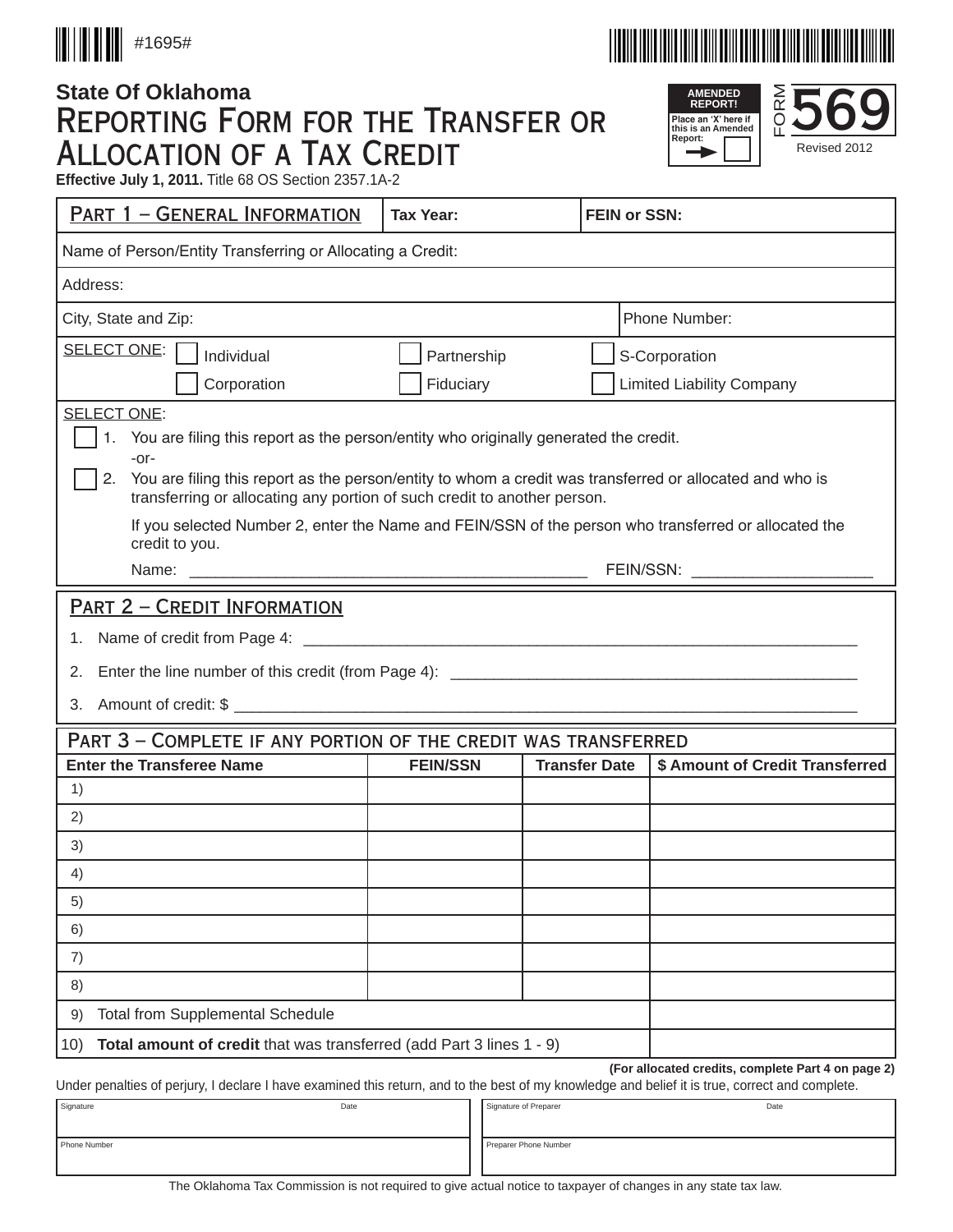#1695#

**AMENDED REPORT!**

Place an 'X' here if this is an Amended Report: ☐

**FORM 569**

Revised 2012

**State Of Oklahoma**

# Reporting Form for the Transfer or Allocation of a Tax Credit

**Effective July 1, 2011.** Title 68 OS Section 2357.1A-2

## Part 1 – General Information

| Part 1 – General Information | Tax Year: | FEIN or SSN: |
|---|---|---|

Name of Person/Entity Transferring or Allocating a Credit:

Address:

City, State and Zip: | Phone Number:

SELECT ONE:
- ☐ Individual
- ☐ Partnership
- ☐ S-Corporation
- ☐ Corporation
- ☐ Fiduciary
- ☐ Limited Liability Company

SELECT ONE:

☐ 1. You are filing this report as the person/entity who originally generated the credit.

-or-

☐ 2. You are filing this report as the person/entity to whom a credit was transferred or allocated and who is transferring or allocating any portion of such credit to another person.

If you selected Number 2, enter the Name and FEIN/SSN of the person who transferred or allocated the credit to you.

Name: ____________________________________________ FEIN/SSN: ____________________

## Part 2 – Credit Information

1. Name of credit from Page 4: ____________________________________________
2. Enter the line number of this credit (from Page 4): ____________________________________________
3. Amount of credit: $ ____________________________________________

## Part 3 – Complete if any portion of the credit was transferred

| Enter the Transferee Name | FEIN/SSN | Transfer Date | $ Amount of Credit Transferred |
|---|---|---|---|
| 1) | | | |
| 2) | | | |
| 3) | | | |
| 4) | | | |
| 5) | | | |
| 6) | | | |
| 7) | | | |
| 8) | | | |
| 9) Total from Supplemental Schedule | | | |
| 10) **Total amount of credit** that was transferred (add Part 3 lines 1 - 9) | | | |

**(For allocated credits, complete Part 4 on page 2)**

Under penalties of perjury, I declare I have examined this return, and to the best of my knowledge and belief it is true, correct and complete.

| Signature | Date | Signature of Preparer | Date |
|---|---|---|---|
| Phone Number | | Preparer Phone Number | |

The Oklahoma Tax Commission is not required to give actual notice to taxpayer of changes in any state tax law.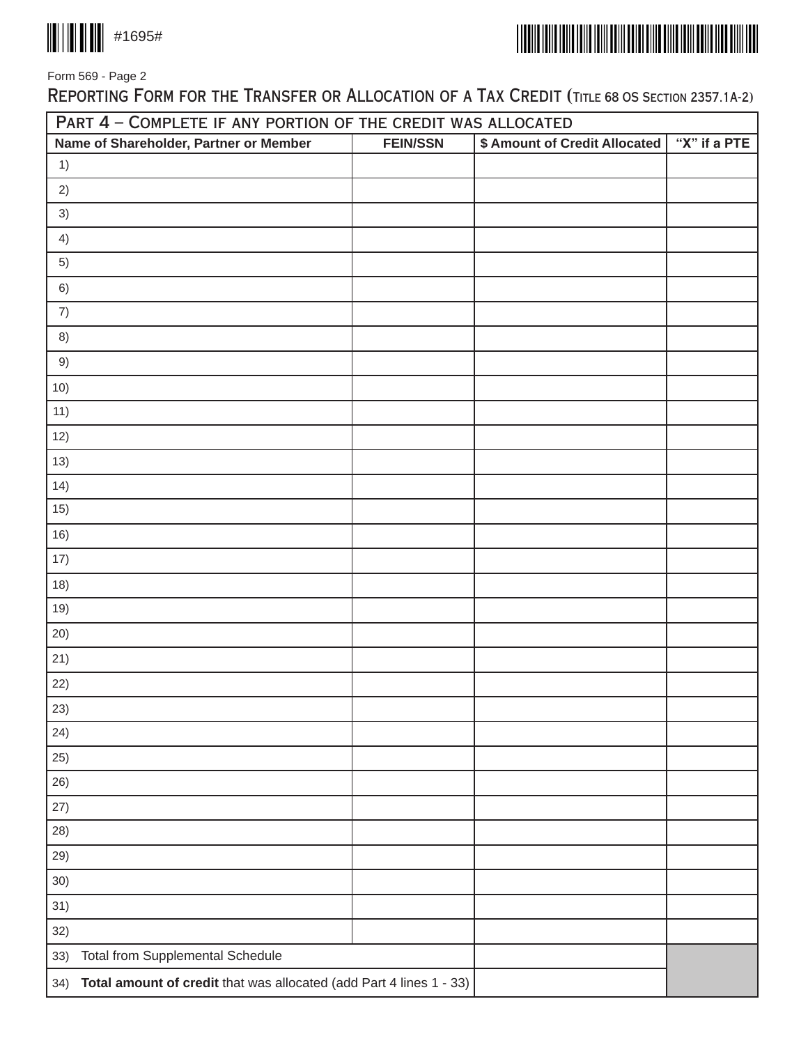#1695#

Form 569 - Page 2

# Reporting Form for the Transfer or Allocation of a Tax Credit (Title 68 OS Section 2357.1A-2)

## Part 4 – Complete if any portion of the credit was allocated

| Name of Shareholder, Partner or Member | FEIN/SSN | $ Amount of Credit Allocated | "X" if a PTE |
|---|---|---|---|
| 1) | | | |
| 2) | | | |
| 3) | | | |
| 4) | | | |
| 5) | | | |
| 6) | | | |
| 7) | | | |
| 8) | | | |
| 9) | | | |
| 10) | | | |
| 11) | | | |
| 12) | | | |
| 13) | | | |
| 14) | | | |
| 15) | | | |
| 16) | | | |
| 17) | | | |
| 18) | | | |
| 19) | | | |
| 20) | | | |
| 21) | | | |
| 22) | | | |
| 23) | | | |
| 24) | | | |
| 25) | | | |
| 26) | | | |
| 27) | | | |
| 28) | | | |
| 29) | | | |
| 30) | | | |
| 31) | | | |
| 32) | | | |
| 33) Total from Supplemental Schedule | | | |
| 34) **Total amount of credit** that was allocated (add Part 4 lines 1 - 33) | | | |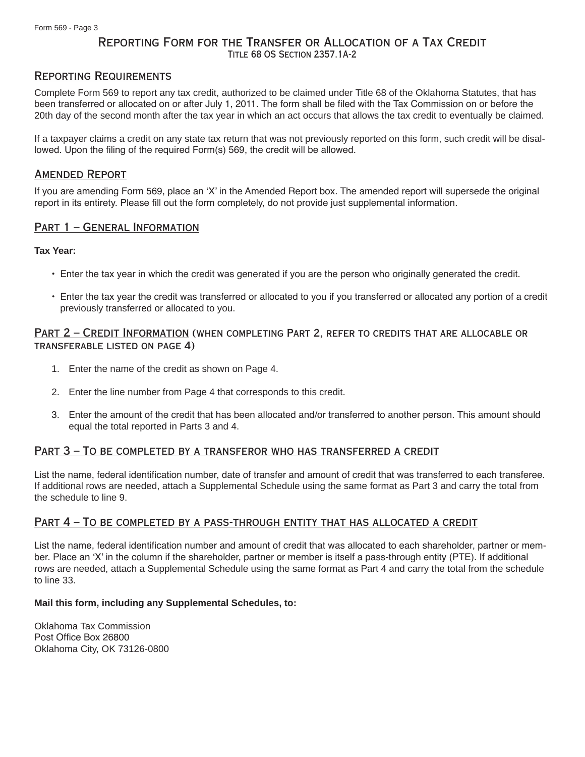# Reporting Form for the Transfer or Allocation of a Tax Credit

Title 68 OS Section 2357.1A-2

## Reporting Requirements

Complete Form 569 to report any tax credit, authorized to be claimed under Title 68 of the Oklahoma Statutes, that has been transferred or allocated on or after July 1, 2011. The form shall be filed with the Tax Commission on or before the 20th day of the second month after the tax year in which an act occurs that allows the tax credit to eventually be claimed.

If a taxpayer claims a credit on any state tax return that was not previously reported on this form, such credit will be disallowed. Upon the filing of the required Form(s) 569, the credit will be allowed.

## Amended Report

If you are amending Form 569, place an 'X' in the Amended Report box. The amended report will supersede the original report in its entirety. Please fill out the form completely, do not provide just supplemental information.

## Part 1 – General Information

**Tax Year:**

- Enter the tax year in which the credit was generated if you are the person who originally generated the credit.
- Enter the tax year the credit was transferred or allocated to you if you transferred or allocated any portion of a credit previously transferred or allocated to you.

## Part 2 – Credit Information (when completing Part 2, refer to credits that are allocable or transferable listed on page 4)

1. Enter the name of the credit as shown on Page 4.
2. Enter the line number from Page 4 that corresponds to this credit.
3. Enter the amount of the credit that has been allocated and/or transferred to another person. This amount should equal the total reported in Parts 3 and 4.

## Part 3 – To be completed by a transferor who has transferred a credit

List the name, federal identification number, date of transfer and amount of credit that was transferred to each transferee. If additional rows are needed, attach a Supplemental Schedule using the same format as Part 3 and carry the total from the schedule to line 9.

## Part 4 – To be completed by a pass-through entity that has allocated a credit

List the name, federal identification number and amount of credit that was allocated to each shareholder, partner or member. Place an 'X' in the column if the shareholder, partner or member is itself a pass-through entity (PTE). If additional rows are needed, attach a Supplemental Schedule using the same format as Part 4 and carry the total from the schedule to line 33.

**Mail this form, including any Supplemental Schedules, to:**

Oklahoma Tax Commission
Post Office Box 26800
Oklahoma City, OK 73126-0800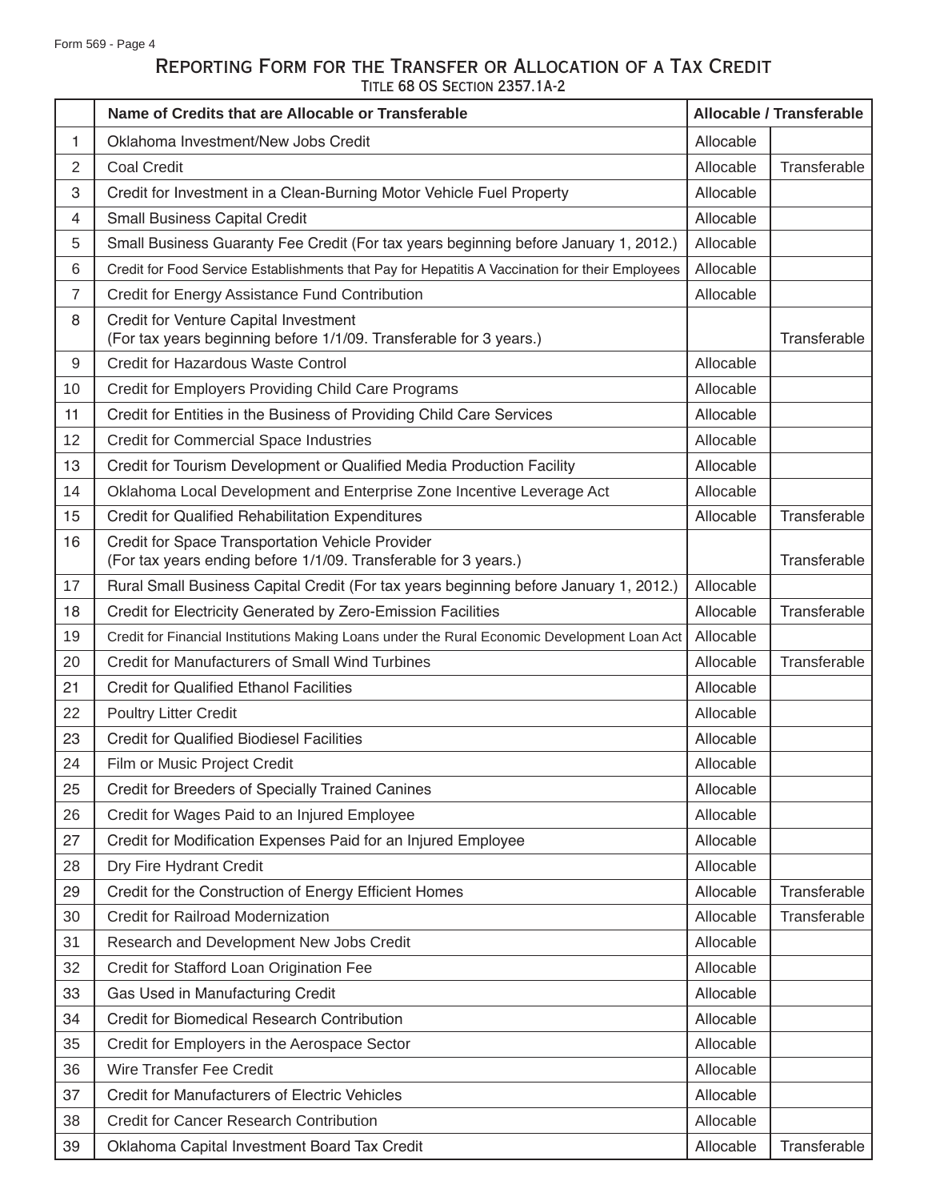Form 569 - Page 4

# Reporting Form for the Transfer or Allocation of a Tax Credit

## Title 68 OS Section 2357.1A-2

| | Name of Credits that are Allocable or Transferable | Allocable / Transferable | |
|---|---|---|---|
| 1 | Oklahoma Investment/New Jobs Credit | Allocable | |
| 2 | Coal Credit | Allocable | Transferable |
| 3 | Credit for Investment in a Clean-Burning Motor Vehicle Fuel Property | Allocable | |
| 4 | Small Business Capital Credit | Allocable | |
| 5 | Small Business Guaranty Fee Credit (For tax years beginning before January 1, 2012.) | Allocable | |
| 6 | Credit for Food Service Establishments that Pay for Hepatitis A Vaccination for their Employees | Allocable | |
| 7 | Credit for Energy Assistance Fund Contribution | Allocable | |
| 8 | Credit for Venture Capital Investment (For tax years beginning before 1/1/09. Transferable for 3 years.) | | Transferable |
| 9 | Credit for Hazardous Waste Control | Allocable | |
| 10 | Credit for Employers Providing Child Care Programs | Allocable | |
| 11 | Credit for Entities in the Business of Providing Child Care Services | Allocable | |
| 12 | Credit for Commercial Space Industries | Allocable | |
| 13 | Credit for Tourism Development or Qualified Media Production Facility | Allocable | |
| 14 | Oklahoma Local Development and Enterprise Zone Incentive Leverage Act | Allocable | |
| 15 | Credit for Qualified Rehabilitation Expenditures | Allocable | Transferable |
| 16 | Credit for Space Transportation Vehicle Provider (For tax years ending before 1/1/09. Transferable for 3 years.) | | Transferable |
| 17 | Rural Small Business Capital Credit (For tax years beginning before January 1, 2012.) | Allocable | |
| 18 | Credit for Electricity Generated by Zero-Emission Facilities | Allocable | Transferable |
| 19 | Credit for Financial Institutions Making Loans under the Rural Economic Development Loan Act | Allocable | |
| 20 | Credit for Manufacturers of Small Wind Turbines | Allocable | Transferable |
| 21 | Credit for Qualified Ethanol Facilities | Allocable | |
| 22 | Poultry Litter Credit | Allocable | |
| 23 | Credit for Qualified Biodiesel Facilities | Allocable | |
| 24 | Film or Music Project Credit | Allocable | |
| 25 | Credit for Breeders of Specially Trained Canines | Allocable | |
| 26 | Credit for Wages Paid to an Injured Employee | Allocable | |
| 27 | Credit for Modification Expenses Paid for an Injured Employee | Allocable | |
| 28 | Dry Fire Hydrant Credit | Allocable | |
| 29 | Credit for the Construction of Energy Efficient Homes | Allocable | Transferable |
| 30 | Credit for Railroad Modernization | Allocable | Transferable |
| 31 | Research and Development New Jobs Credit | Allocable | |
| 32 | Credit for Stafford Loan Origination Fee | Allocable | |
| 33 | Gas Used in Manufacturing Credit | Allocable | |
| 34 | Credit for Biomedical Research Contribution | Allocable | |
| 35 | Credit for Employers in the Aerospace Sector | Allocable | |
| 36 | Wire Transfer Fee Credit | Allocable | |
| 37 | Credit for Manufacturers of Electric Vehicles | Allocable | |
| 38 | Credit for Cancer Research Contribution | Allocable | |
| 39 | Oklahoma Capital Investment Board Tax Credit | Allocable | Transferable |